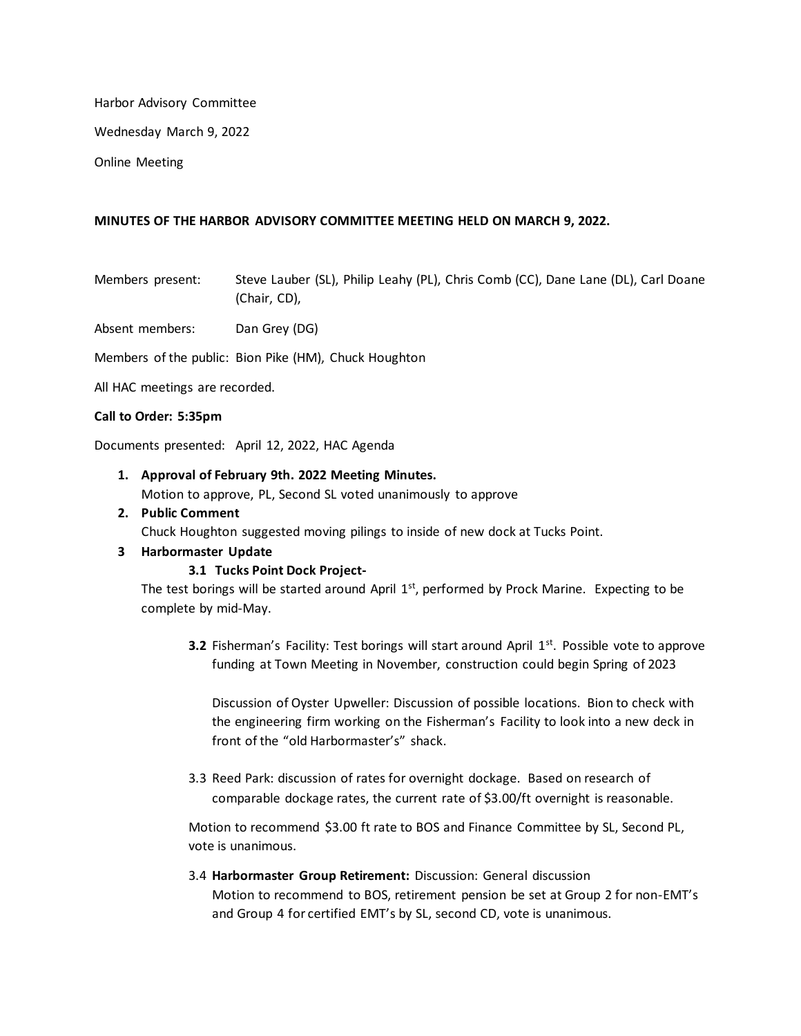Harbor Advisory Committee

Wednesday March 9, 2022

Online Meeting

**MINUTES OF THE HARBOR ADVISORY COMMITTEE MEETING HELD ON MARCH 9, 2022.**

Members present: Steve Lauber (SL), Philip Leahy (PL), Chris Comb (CC), Dane Lane (DL), Carl Doane (Chair, CD),

Absent members: Dan Grey (DG)

Members of the public: Bion Pike (HM), Chuck Houghton

All HAC meetings are recorded.

**Call to Order: 5:35pm**

Documents presented: April 12, 2022, HAC Agenda

1. **Approval of February 9th. 2022 Meeting Minutes.**
   Motion to approve, PL, Second SL voted unanimously to approve
2. **Public Comment**
   Chuck Houghton suggested moving pilings to inside of new dock at Tucks Point.
3. **Harbormaster Update**

   **3.1 Tucks Point Dock Project-**

   The test borings will be started around April 1st, performed by Prock Marine. Expecting to be complete by mid-May.

   **3.2** Fisherman's Facility: Test borings will start around April 1st. Possible vote to approve funding at Town Meeting in November, construction could begin Spring of 2023

   Discussion of Oyster Upweller: Discussion of possible locations. Bion to check with the engineering firm working on the Fisherman's Facility to look into a new deck in front of the "old Harbormaster's" shack.

   3.3 Reed Park: discussion of rates for overnight dockage. Based on research of comparable dockage rates, the current rate of $3.00/ft overnight is reasonable.

   Motion to recommend $3.00 ft rate to BOS and Finance Committee by SL, Second PL, vote is unanimous.

   3.4 **Harbormaster Group Retirement:** Discussion: General discussion
   Motion to recommend to BOS, retirement pension be set at Group 2 for non-EMT's and Group 4 for certified EMT's by SL, second CD, vote is unanimous.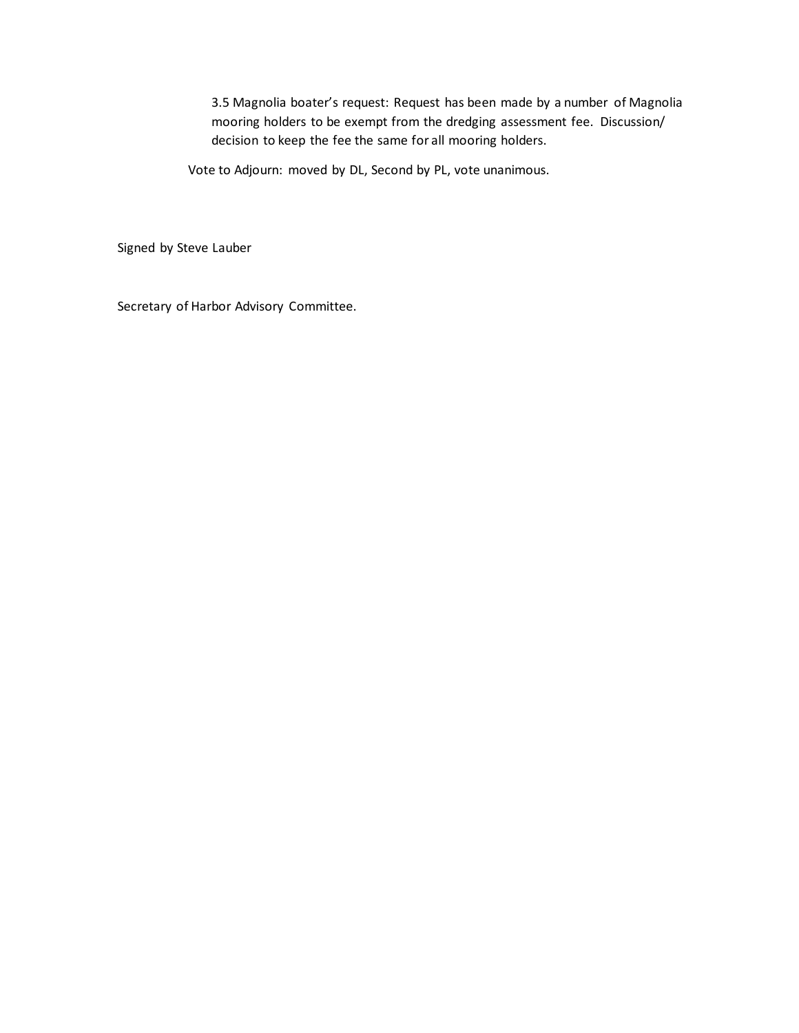3.5 Magnolia boater's request: Request has been made by a number of Magnolia mooring holders to be exempt from the dredging assessment fee. Discussion/ decision to keep the fee the same for all mooring holders.

Vote to Adjourn: moved by DL, Second by PL, vote unanimous.

Signed by Steve Lauber

Secretary of Harbor Advisory Committee.